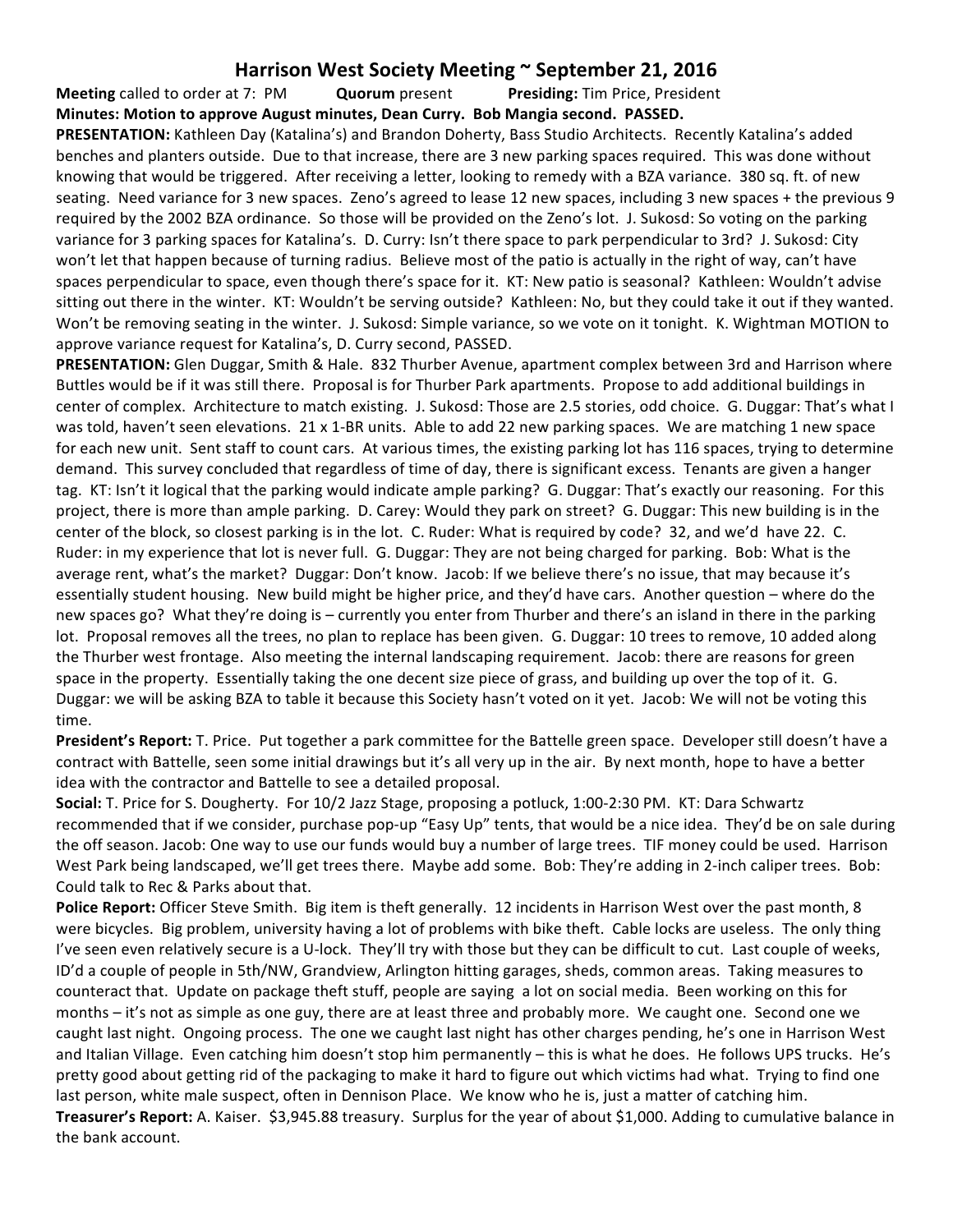# Harrison West Society Meeting ~ September 21, 2016

**Meeting** called to order at 7: PM **Quorum** present **Presiding:** Tim Price, President

**Minutes: Motion to approve August minutes, Dean Curry. Bob Mangia second. PASSED.**

**PRESENTATION:** Kathleen Day (Katalina's) and Brandon Doherty, Bass Studio Architects. Recently Katalina's added benches and planters outside. Due to that increase, there are 3 new parking spaces required. This was done without knowing that would be triggered. After receiving a letter, looking to remedy with a BZA variance. 380 sq. ft. of new seating. Need variance for 3 new spaces. Zeno's agreed to lease 12 new spaces, including 3 new spaces + the previous 9 required by the 2002 BZA ordinance. So those will be provided on the Zeno's lot. J. Sukosd: So voting on the parking variance for 3 parking spaces for Katalina's. D. Curry: Isn't there space to park perpendicular to 3rd? J. Sukosd: City won't let that happen because of turning radius. Believe most of the patio is actually in the right of way, can't have spaces perpendicular to space, even though there's space for it. KT: New patio is seasonal? Kathleen: Wouldn't advise sitting out there in the winter. KT: Wouldn't be serving outside? Kathleen: No, but they could take it out if they wanted. Won't be removing seating in the winter. J. Sukosd: Simple variance, so we vote on it tonight. K. Wightman MOTION to approve variance request for Katalina's, D. Curry second, PASSED.

**PRESENTATION:** Glen Duggar, Smith & Hale. 832 Thurber Avenue, apartment complex between 3rd and Harrison where Buttles would be if it was still there. Proposal is for Thurber Park apartments. Propose to add additional buildings in center of complex. Architecture to match existing. J. Sukosd: Those are 2.5 stories, odd choice. G. Duggar: That's what I was told, haven't seen elevations. 21 x 1-BR units. Able to add 22 new parking spaces. We are matching 1 new space for each new unit. Sent staff to count cars. At various times, the existing parking lot has 116 spaces, trying to determine demand. This survey concluded that regardless of time of day, there is significant excess. Tenants are given a hanger tag. KT: Isn't it logical that the parking would indicate ample parking? G. Duggar: That's exactly our reasoning. For this project, there is more than ample parking. D. Carey: Would they park on street? G. Duggar: This new building is in the center of the block, so closest parking is in the lot. C. Ruder: What is required by code? 32, and we'd have 22. C. Ruder: in my experience that lot is never full. G. Duggar: They are not being charged for parking. Bob: What is the average rent, what's the market? Duggar: Don't know. Jacob: If we believe there's no issue, that may because it's essentially student housing. New build might be higher price, and they'd have cars. Another question – where do the new spaces go? What they're doing is – currently you enter from Thurber and there's an island in there in the parking lot. Proposal removes all the trees, no plan to replace has been given. G. Duggar: 10 trees to remove, 10 added along the Thurber west frontage. Also meeting the internal landscaping requirement. Jacob: there are reasons for green space in the property. Essentially taking the one decent size piece of grass, and building up over the top of it. G. Duggar: we will be asking BZA to table it because this Society hasn't voted on it yet. Jacob: We will not be voting this time.

**President's Report:** T. Price. Put together a park committee for the Battelle green space. Developer still doesn't have a contract with Battelle, seen some initial drawings but it's all very up in the air. By next month, hope to have a better idea with the contractor and Battelle to see a detailed proposal.

**Social:** T. Price for S. Dougherty. For 10/2 Jazz Stage, proposing a potluck, 1:00-2:30 PM. KT: Dara Schwartz recommended that if we consider, purchase pop-up "Easy Up" tents, that would be a nice idea. They'd be on sale during the off season. Jacob: One way to use our funds would buy a number of large trees. TIF money could be used. Harrison West Park being landscaped, we'll get trees there. Maybe add some. Bob: They're adding in 2-inch caliper trees. Bob: Could talk to Rec & Parks about that.

**Police Report:** Officer Steve Smith. Big item is theft generally. 12 incidents in Harrison West over the past month, 8 were bicycles. Big problem, university having a lot of problems with bike theft. Cable locks are useless. The only thing I've seen even relatively secure is a U-lock. They'll try with those but they can be difficult to cut. Last couple of weeks, ID'd a couple of people in 5th/NW, Grandview, Arlington hitting garages, sheds, common areas. Taking measures to counteract that. Update on package theft stuff, people are saying a lot on social media. Been working on this for months – it's not as simple as one guy, there are at least three and probably more. We caught one. Second one we caught last night. Ongoing process. The one we caught last night has other charges pending, he's one in Harrison West and Italian Village. Even catching him doesn't stop him permanently – this is what he does. He follows UPS trucks. He's pretty good about getting rid of the packaging to make it hard to figure out which victims had what. Trying to find one last person, white male suspect, often in Dennison Place. We know who he is, just a matter of catching him.

**Treasurer's Report:** A. Kaiser. $3,945.88 treasury. Surplus for the year of about $1,000. Adding to cumulative balance in the bank account.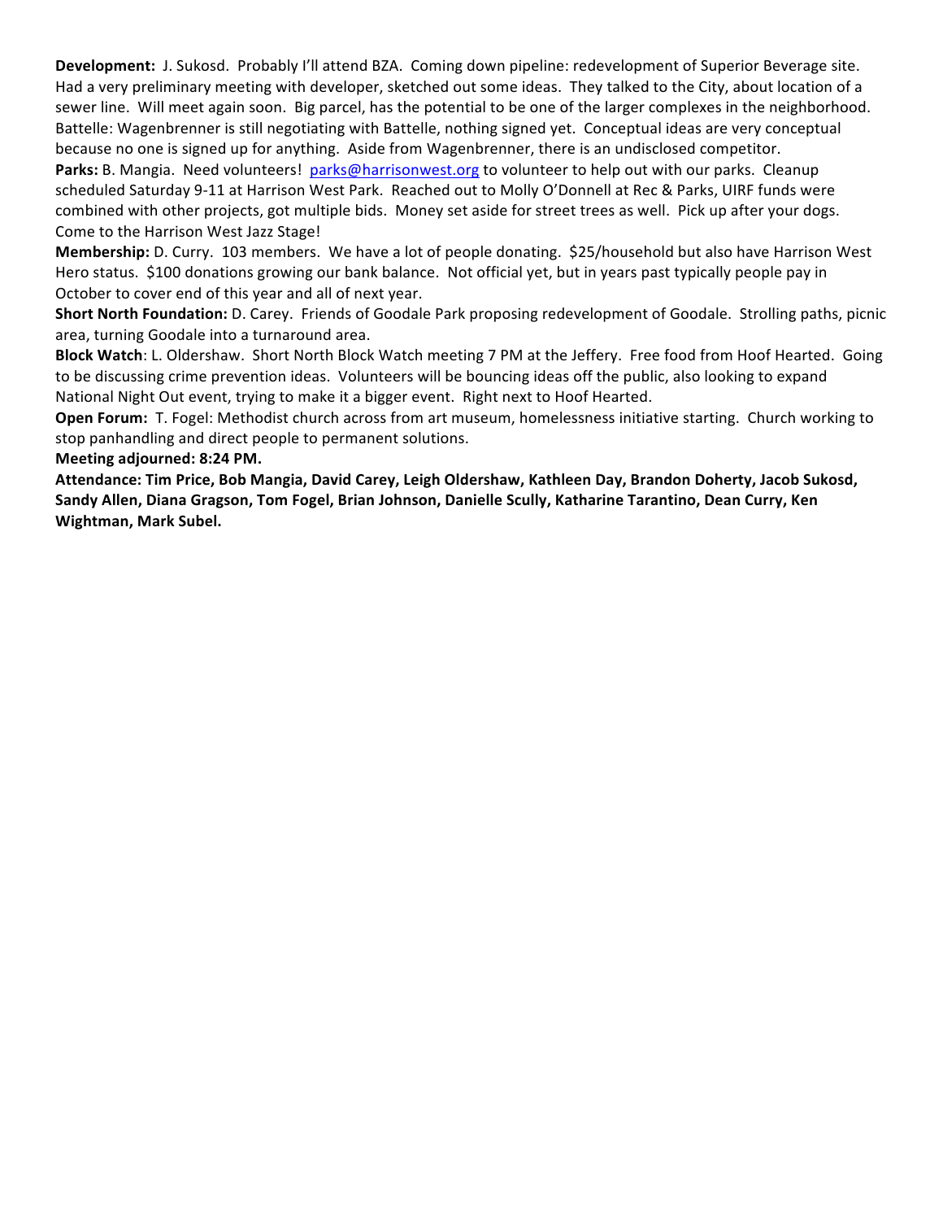**Development:** J. Sukosd. Probably I'll attend BZA. Coming down pipeline: redevelopment of Superior Beverage site. Had a very preliminary meeting with developer, sketched out some ideas. They talked to the City, about location of a sewer line. Will meet again soon. Big parcel, has the potential to be one of the larger complexes in the neighborhood. Battelle: Wagenbrenner is still negotiating with Battelle, nothing signed yet. Conceptual ideas are very conceptual because no one is signed up for anything. Aside from Wagenbrenner, there is an undisclosed competitor.

**Parks:** B. Mangia. Need volunteers! parks@harrisonwest.org to volunteer to help out with our parks. Cleanup scheduled Saturday 9-11 at Harrison West Park. Reached out to Molly O'Donnell at Rec & Parks, UIRF funds were combined with other projects, got multiple bids. Money set aside for street trees as well. Pick up after your dogs. Come to the Harrison West Jazz Stage!

**Membership:** D. Curry. 103 members. We have a lot of people donating. $25/household but also have Harrison West Hero status. $100 donations growing our bank balance. Not official yet, but in years past typically people pay in October to cover end of this year and all of next year.

**Short North Foundation:** D. Carey. Friends of Goodale Park proposing redevelopment of Goodale. Strolling paths, picnic area, turning Goodale into a turnaround area.

**Block Watch**: L. Oldershaw. Short North Block Watch meeting 7 PM at the Jeffery. Free food from Hoof Hearted. Going to be discussing crime prevention ideas. Volunteers will be bouncing ideas off the public, also looking to expand National Night Out event, trying to make it a bigger event. Right next to Hoof Hearted.

**Open Forum:** T. Fogel: Methodist church across from art museum, homelessness initiative starting. Church working to stop panhandling and direct people to permanent solutions.

**Meeting adjourned: 8:24 PM.**

**Attendance: Tim Price, Bob Mangia, David Carey, Leigh Oldershaw, Kathleen Day, Brandon Doherty, Jacob Sukosd, Sandy Allen, Diana Gragson, Tom Fogel, Brian Johnson, Danielle Scully, Katharine Tarantino, Dean Curry, Ken Wightman, Mark Subel.**